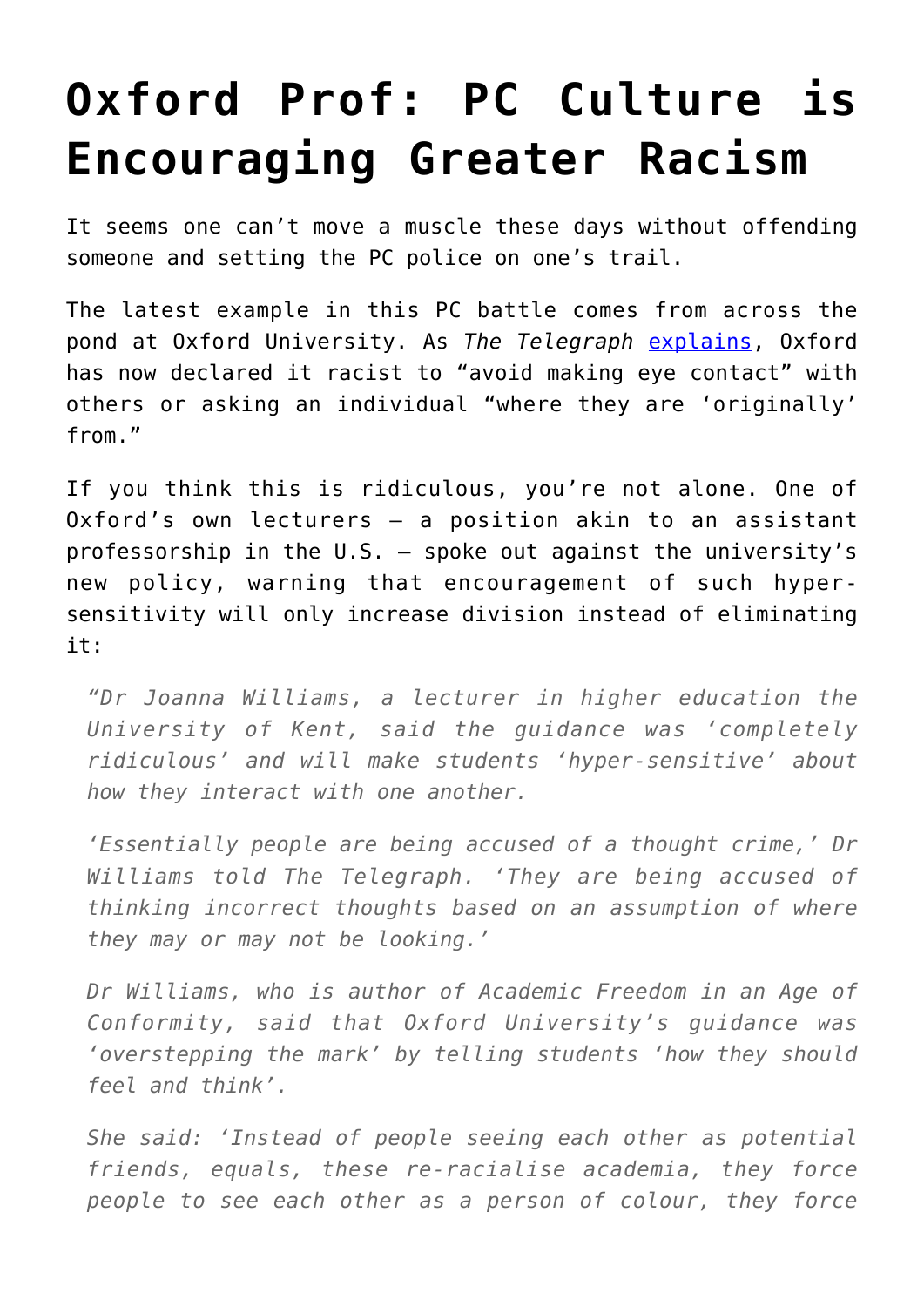# Oxford Prof: PC Culture is Encouraging Greater Racism

It seems one can't move a muscle these days without offending someone and setting the PC police on one's trail.

The latest example in this PC battle comes from across the pond at Oxford University. As *The Telegraph* [explains](), Oxford has now declared it racist to "avoid making eye contact" with others or asking an individual "where they are 'originally' from."

If you think this is ridiculous, you're not alone. One of Oxford's own lecturers – a position akin to an assistant professorship in the U.S. – spoke out against the university's new policy, warning that encouragement of such hyper-sensitivity will only increase division instead of eliminating it:

> *"Dr Joanna Williams, a lecturer in higher education the University of Kent, said the guidance was 'completely ridiculous' and will make students 'hyper-sensitive' about how they interact with one another.*
>
> *'Essentially people are being accused of a thought crime,' Dr Williams told The Telegraph. 'They are being accused of thinking incorrect thoughts based on an assumption of where they may or may not be looking.'*
>
> *Dr Williams, who is author of Academic Freedom in an Age of Conformity, said that Oxford University's guidance was 'overstepping the mark' by telling students 'how they should feel and think'.*
>
> *She said: 'Instead of people seeing each other as potential friends, equals, these re-racialise academia, they force people to see each other as a person of colour, they force*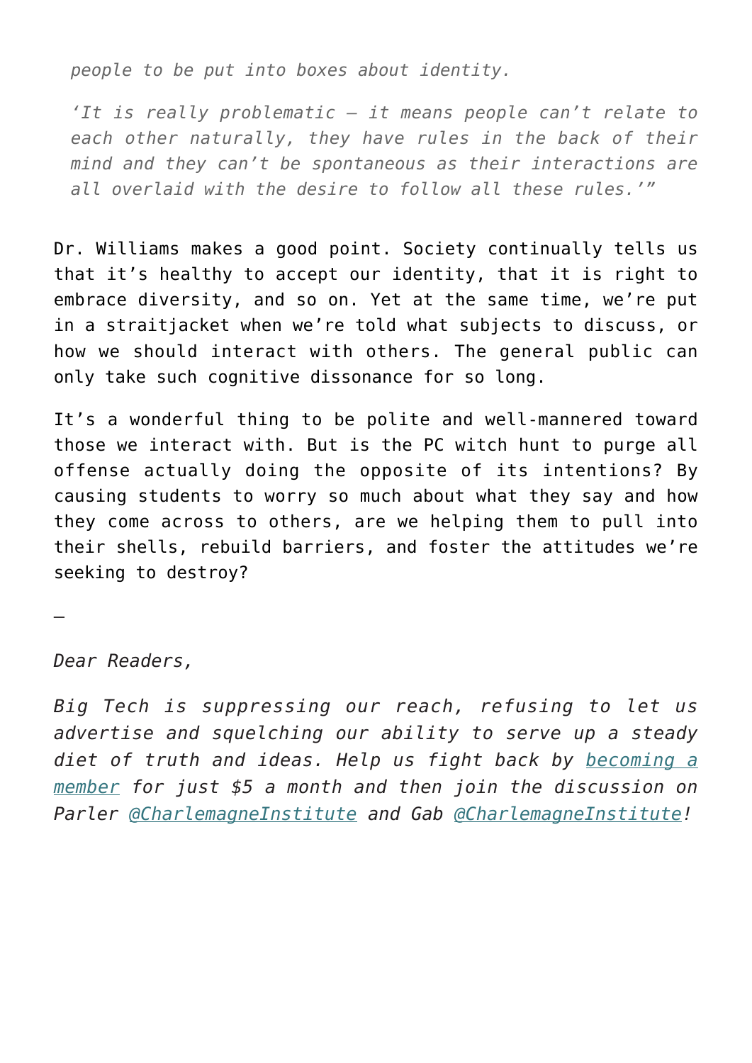> *people to be put into boxes about identity.*
>
> *'It is really problematic – it means people can't relate to each other naturally, they have rules in the back of their mind and they can't be spontaneous as their interactions are all overlaid with the desire to follow all these rules.'"*

Dr. Williams makes a good point. Society continually tells us that it's healthy to accept our identity, that it is right to embrace diversity, and so on. Yet at the same time, we're put in a straitjacket when we're told what subjects to discuss, or how we should interact with others. The general public can only take such cognitive dissonance for so long.

It's a wonderful thing to be polite and well-mannered toward those we interact with. But is the PC witch hunt to purge all offense actually doing the opposite of its intentions? By causing students to worry so much about what they say and how they come across to others, are we helping them to pull into their shells, rebuild barriers, and foster the attitudes we're seeking to destroy?

—

*Dear Readers,*

*Big Tech is suppressing our reach, refusing to let us advertise and squelching our ability to serve up a steady diet of truth and ideas. Help us fight back by becoming a member for just $5 a month and then join the discussion on Parler @CharlemagneInstitute and Gab @CharlemagneInstitute!*